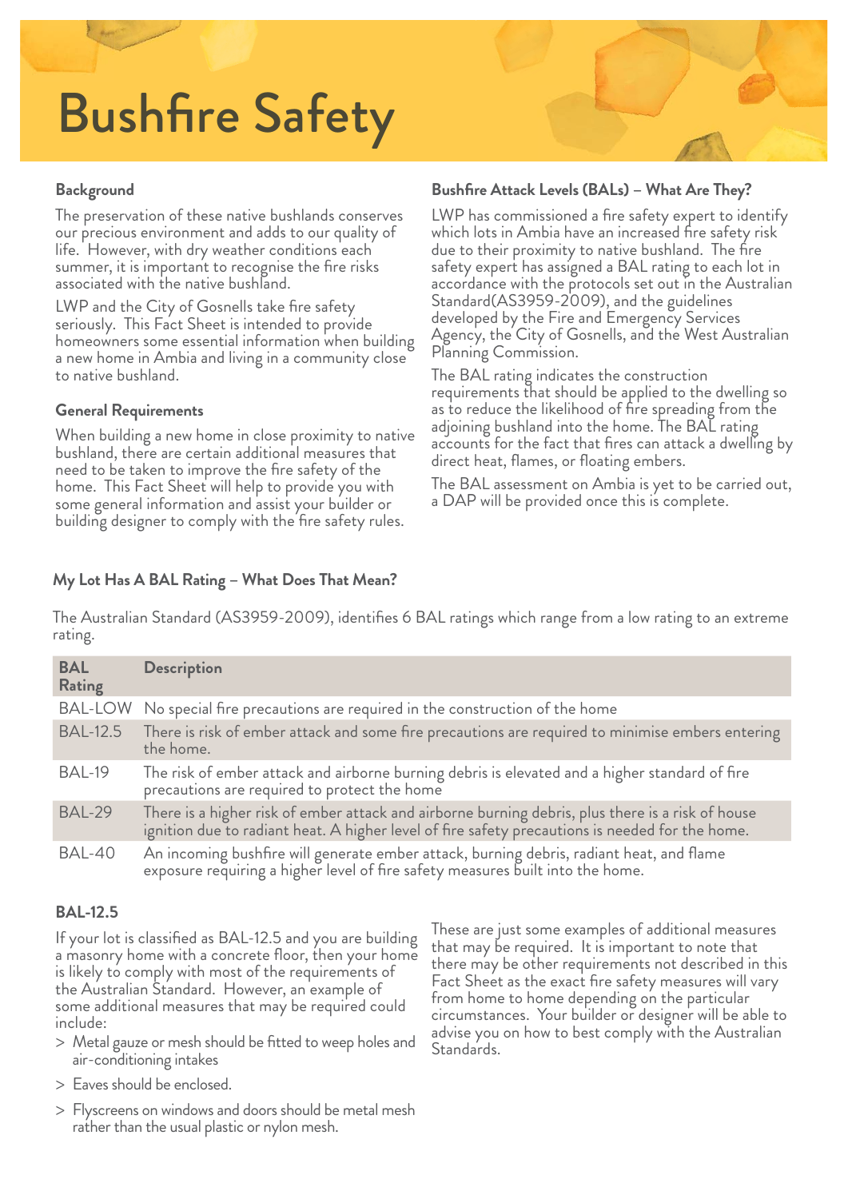# Bushfire Safety

### Background

The preservation of these native bushlands conserves our precious environment and adds to our quality of life. However, with dry weather conditions each summer, it is important to recognise the fire risks associated with the native bushland.

LWP and the City of Gosnells take fire safety seriously. This Fact Sheet is intended to provide homeowners some essential information when building a new home in Ambia and living in a community close to native bushland.

### General Requirements

When building a new home in close proximity to native bushland, there are certain additional measures that need to be taken to improve the fire safety of the home. This Fact Sheet will help to provide you with some general information and assist your builder or building designer to comply with the fire safety rules.

### Bushfire Attack Levels (BALs) – What Are They?

LWP has commissioned a fire safety expert to identify which lots in Ambia have an increased fire safety risk due to their proximity to native bushland. The fire safety expert has assigned a BAL rating to each lot in accordance with the protocols set out in the Australian Standard(AS3959-2009), and the guidelines developed by the Fire and Emergency Services Agency, the City of Gosnells, and the West Australian Planning Commission.

The BAL rating indicates the construction requirements that should be applied to the dwelling so as to reduce the likelihood of fire spreading from the adjoining bushland into the home. The BAL rating accounts for the fact that fires can attack a dwelling by direct heat, flames, or floating embers.

The BAL assessment on Ambia is yet to be carried out, a DAP will be provided once this is complete.

### My Lot Has A BAL Rating – What Does That Mean?

The Australian Standard (AS3959-2009), identifies 6 BAL ratings which range from a low rating to an extreme rating.

| BAL Rating | Description |
|---|---|
| BAL-LOW | No special fire precautions are required in the construction of the home |
| BAL-12.5 | There is risk of ember attack and some fire precautions are required to minimise embers entering the home. |
| BAL-19 | The risk of ember attack and airborne burning debris is elevated and a higher standard of fire precautions are required to protect the home |
| BAL-29 | There is a higher risk of ember attack and airborne burning debris, plus there is a risk of house ignition due to radiant heat. A higher level of fire safety precautions is needed for the home. |
| BAL-40 | An incoming bushfire will generate ember attack, burning debris, radiant heat, and flame exposure requiring a higher level of fire safety measures built into the home. |

### BAL-12.5

If your lot is classified as BAL-12.5 and you are building a masonry home with a concrete floor, then your home is likely to comply with most of the requirements of the Australian Standard. However, an example of some additional measures that may be required could include:

> Metal gauze or mesh should be fitted to weep holes and air-conditioning intakes

> Eaves should be enclosed.

> Flyscreens on windows and doors should be metal mesh rather than the usual plastic or nylon mesh.

These are just some examples of additional measures that may be required. It is important to note that there may be other requirements not described in this Fact Sheet as the exact fire safety measures will vary from home to home depending on the particular circumstances. Your builder or designer will be able to advise you on how to best comply with the Australian Standards.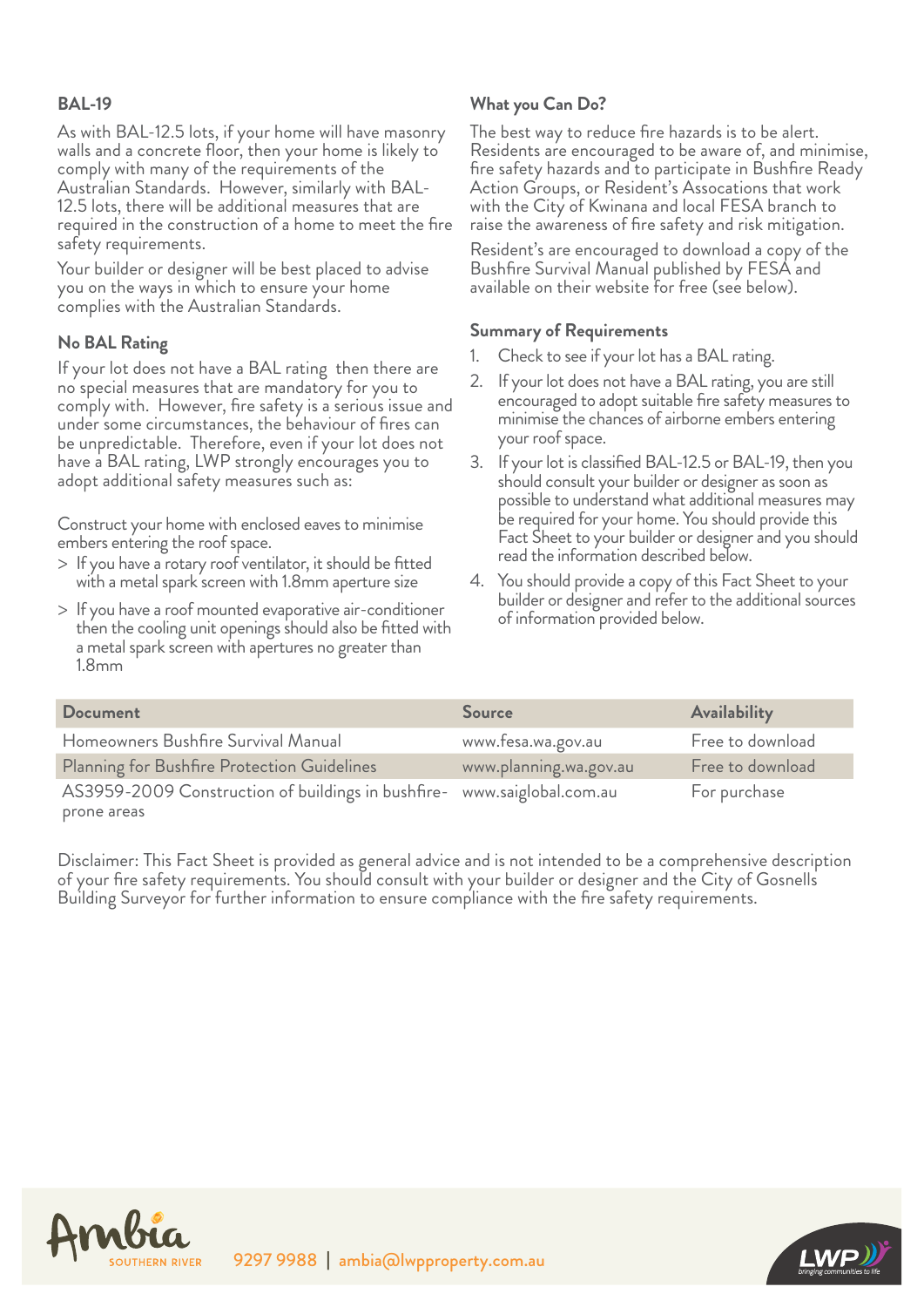### BAL-19

As with BAL-12.5 lots, if your home will have masonry walls and a concrete floor, then your home is likely to comply with many of the requirements of the Australian Standards. However, similarly with BAL-12.5 lots, there will be additional measures that are required in the construction of a home to meet the fire safety requirements.

Your builder or designer will be best placed to advise you on the ways in which to ensure your home complies with the Australian Standards.

### No BAL Rating

If your lot does not have a BAL rating then there are no special measures that are mandatory for you to comply with. However, fire safety is a serious issue and under some circumstances, the behaviour of fires can be unpredictable. Therefore, even if your lot does not have a BAL rating, LWP strongly encourages you to adopt additional safety measures such as:

Construct your home with enclosed eaves to minimise embers entering the roof space.

> If you have a rotary roof ventilator, it should be fitted with a metal spark screen with 1.8mm aperture size

> If you have a roof mounted evaporative air-conditioner then the cooling unit openings should also be fitted with a metal spark screen with apertures no greater than 1.8mm

### What you Can Do?

The best way to reduce fire hazards is to be alert. Residents are encouraged to be aware of, and minimise, fire safety hazards and to participate in Bushfire Ready Action Groups, or Resident's Assocations that work with the City of Kwinana and local FESA branch to raise the awareness of fire safety and risk mitigation.

Resident's are encouraged to download a copy of the Bushfire Survival Manual published by FESA and available on their website for free (see below).

### Summary of Requirements

1. Check to see if your lot has a BAL rating.
2. If your lot does not have a BAL rating, you are still encouraged to adopt suitable fire safety measures to minimise the chances of airborne embers entering your roof space.
3. If your lot is classified BAL-12.5 or BAL-19, then you should consult your builder or designer as soon as possible to understand what additional measures may be required for your home. You should provide this Fact Sheet to your builder or designer and you should read the information described below.
4. You should provide a copy of this Fact Sheet to your builder or designer and refer to the additional sources of information provided below.

| Document | Source | Availability |
| --- | --- | --- |
| Homeowners Bushfire Survival Manual | www.fesa.wa.gov.au | Free to download |
| Planning for Bushfire Protection Guidelines | www.planning.wa.gov.au | Free to download |
| AS3959-2009 Construction of buildings in bushfire-prone areas | www.saiglobal.com.au | For purchase |

Disclaimer: This Fact Sheet is provided as general advice and is not intended to be a comprehensive description of your fire safety requirements. You should consult with your builder or designer and the City of Gosnells Building Surveyor for further information to ensure compliance with the fire safety requirements.

Ambia SOUTHERN RIVER 9297 9988 | ambia@lwpproperty.com.au